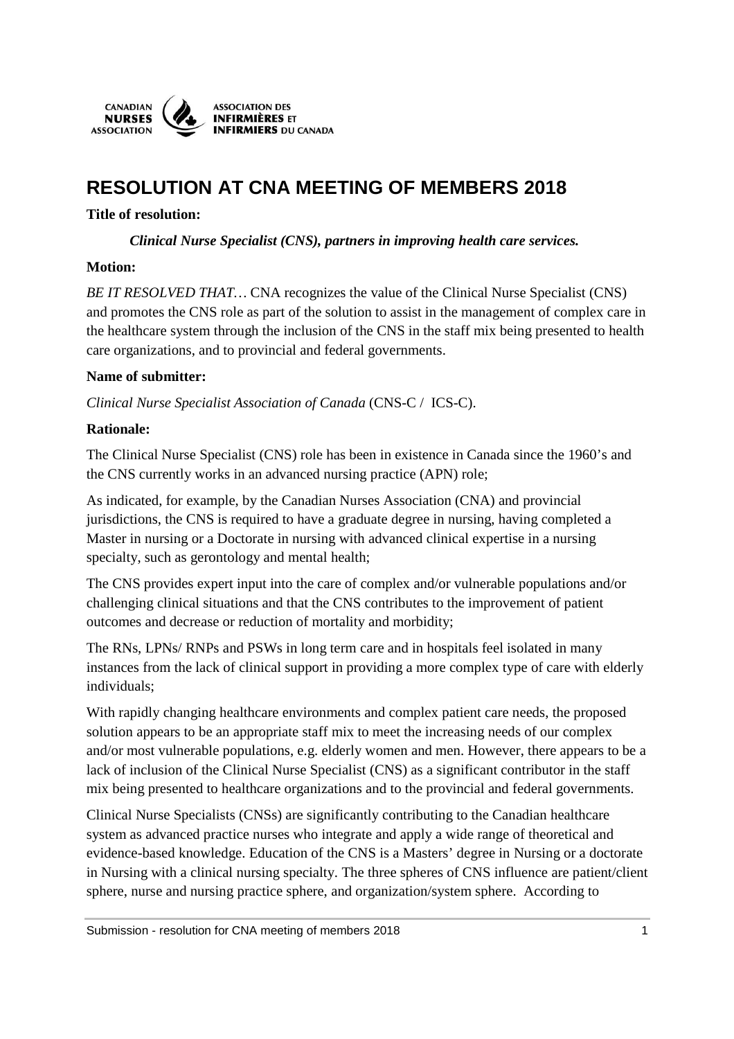CANADIAN NURSES ASSOCIATION | ASSOCIATION DES INFIRMIÈRES ET INFIRMIERS DU CANADA

# RESOLUTION AT CNA MEETING OF MEMBERS 2018

**Title of resolution:**

***Clinical Nurse Specialist (CNS), partners in improving health care services.***

**Motion:**

*BE IT RESOLVED THAT…* CNA recognizes the value of the Clinical Nurse Specialist (CNS) and promotes the CNS role as part of the solution to assist in the management of complex care in the healthcare system through the inclusion of the CNS in the staff mix being presented to health care organizations, and to provincial and federal governments.

**Name of submitter:**

*Clinical Nurse Specialist Association of Canada* (CNS-C / ICS-C).

**Rationale:**

The Clinical Nurse Specialist (CNS) role has been in existence in Canada since the 1960's and the CNS currently works in an advanced nursing practice (APN) role;

As indicated, for example, by the Canadian Nurses Association (CNA) and provincial jurisdictions, the CNS is required to have a graduate degree in nursing, having completed a Master in nursing or a Doctorate in nursing with advanced clinical expertise in a nursing specialty, such as gerontology and mental health;

The CNS provides expert input into the care of complex and/or vulnerable populations and/or challenging clinical situations and that the CNS contributes to the improvement of patient outcomes and decrease or reduction of mortality and morbidity;

The RNs, LPNs/ RNPs and PSWs in long term care and in hospitals feel isolated in many instances from the lack of clinical support in providing a more complex type of care with elderly individuals;

With rapidly changing healthcare environments and complex patient care needs, the proposed solution appears to be an appropriate staff mix to meet the increasing needs of our complex and/or most vulnerable populations, e.g. elderly women and men. However, there appears to be a lack of inclusion of the Clinical Nurse Specialist (CNS) as a significant contributor in the staff mix being presented to healthcare organizations and to the provincial and federal governments.

Clinical Nurse Specialists (CNSs) are significantly contributing to the Canadian healthcare system as advanced practice nurses who integrate and apply a wide range of theoretical and evidence-based knowledge. Education of the CNS is a Masters' degree in Nursing or a doctorate in Nursing with a clinical nursing specialty. The three spheres of CNS influence are patient/client sphere, nurse and nursing practice sphere, and organization/system sphere. According to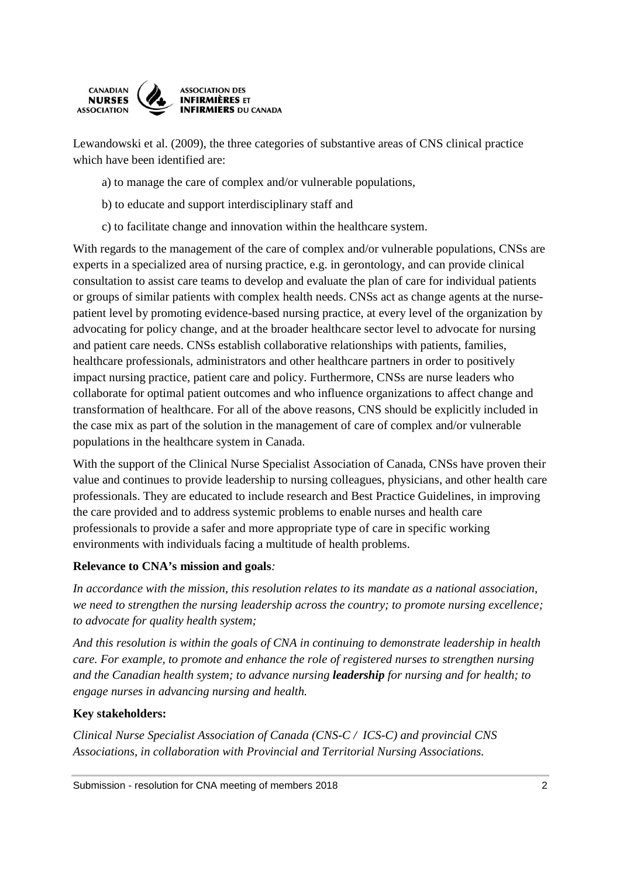Lewandowski et al. (2009), the three categories of substantive areas of CNS clinical practice which have been identified are:

a) to manage the care of complex and/or vulnerable populations,

b) to educate and support interdisciplinary staff and

c) to facilitate change and innovation within the healthcare system.

With regards to the management of the care of complex and/or vulnerable populations, CNSs are experts in a specialized area of nursing practice, e.g. in gerontology, and can provide clinical consultation to assist care teams to develop and evaluate the plan of care for individual patients or groups of similar patients with complex health needs. CNSs act as change agents at the nurse-patient level by promoting evidence-based nursing practice, at every level of the organization by advocating for policy change, and at the broader healthcare sector level to advocate for nursing and patient care needs. CNSs establish collaborative relationships with patients, families, healthcare professionals, administrators and other healthcare partners in order to positively impact nursing practice, patient care and policy. Furthermore, CNSs are nurse leaders who collaborate for optimal patient outcomes and who influence organizations to affect change and transformation of healthcare. For all of the above reasons, CNS should be explicitly included in the case mix as part of the solution in the management of care of complex and/or vulnerable populations in the healthcare system in Canada.

With the support of the Clinical Nurse Specialist Association of Canada, CNSs have proven their value and continues to provide leadership to nursing colleagues, physicians, and other health care professionals. They are educated to include research and Best Practice Guidelines, in improving the care provided and to address systemic problems to enable nurses and health care professionals to provide a safer and more appropriate type of care in specific working environments with individuals facing a multitude of health problems.

**Relevance to CNA's mission and goals***:*

*In accordance with the mission, this resolution relates to its mandate as a national association, we need to strengthen the nursing leadership across the country; to promote nursing excellence; to advocate for quality health system;*

*And this resolution is within the goals of CNA in continuing to demonstrate leadership in health care. For example, to promote and enhance the role of registered nurses to strengthen nursing and the Canadian health system; to advance nursing* ***leadership*** *for nursing and for health; to engage nurses in advancing nursing and health.*

**Key stakeholders:**

*Clinical Nurse Specialist Association of Canada (CNS-C / ICS-C) and provincial CNS Associations, in collaboration with Provincial and Territorial Nursing Associations.*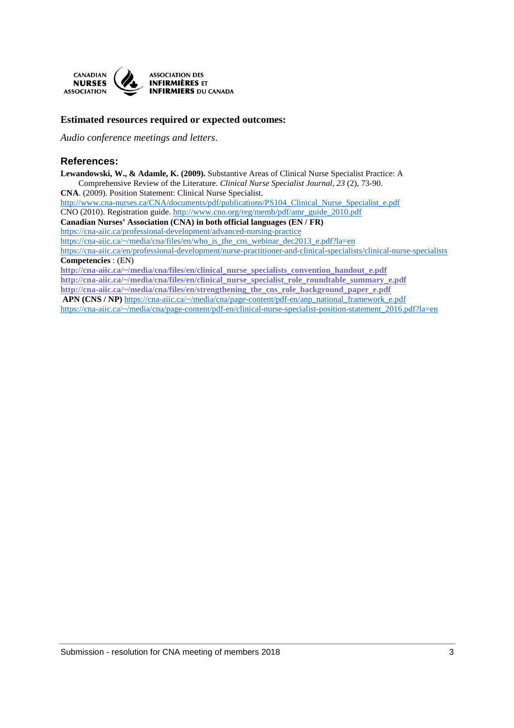### Estimated resources required or expected outcomes:

*Audio conference meetings and letters*.

## References:

**Lewandowski, W., & Adamle, K. (2009).** Substantive Areas of Clinical Nurse Specialist Practice: A Comprehensive Review of the Literature. *Clinical Nurse Specialist Journal, 23* (2), 73-90.

**CNA**. (2009). Position Statement: Clinical Nurse Specialist.

http://www.cna-nurses.ca/CNA/documents/pdf/publications/PS104_Clinical_Nurse_Specialist_e.pdf

CNO (2010). Registration guide. http://www.cno.org/reg/memb/pdf/amr_guide_2010.pdf

**Canadian Nurses' Association (CNA) in both official languages (EN / FR)**

https://cna-aiic.ca/professional-development/advanced-nursing-practice

https://cna-aiic.ca/~/media/cna/files/en/who_is_the_cns_webinar_dec2013_e.pdf?la=en

https://cna-aiic.ca/en/professional-development/nurse-practitioner-and-clinical-specialists/clinical-nurse-specialists

**Competencies** : (EN)

**http://cna-aiic.ca/~/media/cna/files/en/clinical_nurse_specialists_convention_handout_e.pdf**

**http://cna-aiic.ca/~/media/cna/files/en/clinical_nurse_specialist_role_roundtable_summary_e.pdf**

**http://cna-aiic.ca/~/media/cna/files/en/strengthening_the_cns_role_background_paper_e.pdf**

**APN (CNS / NP)** https://cna-aiic.ca/~/media/cna/page-content/pdf-en/anp_national_framework_e.pdf

https://cna-aiic.ca/~/media/cna/page-content/pdf-en/clinical-nurse-specialist-position-statement_2016.pdf?la=en